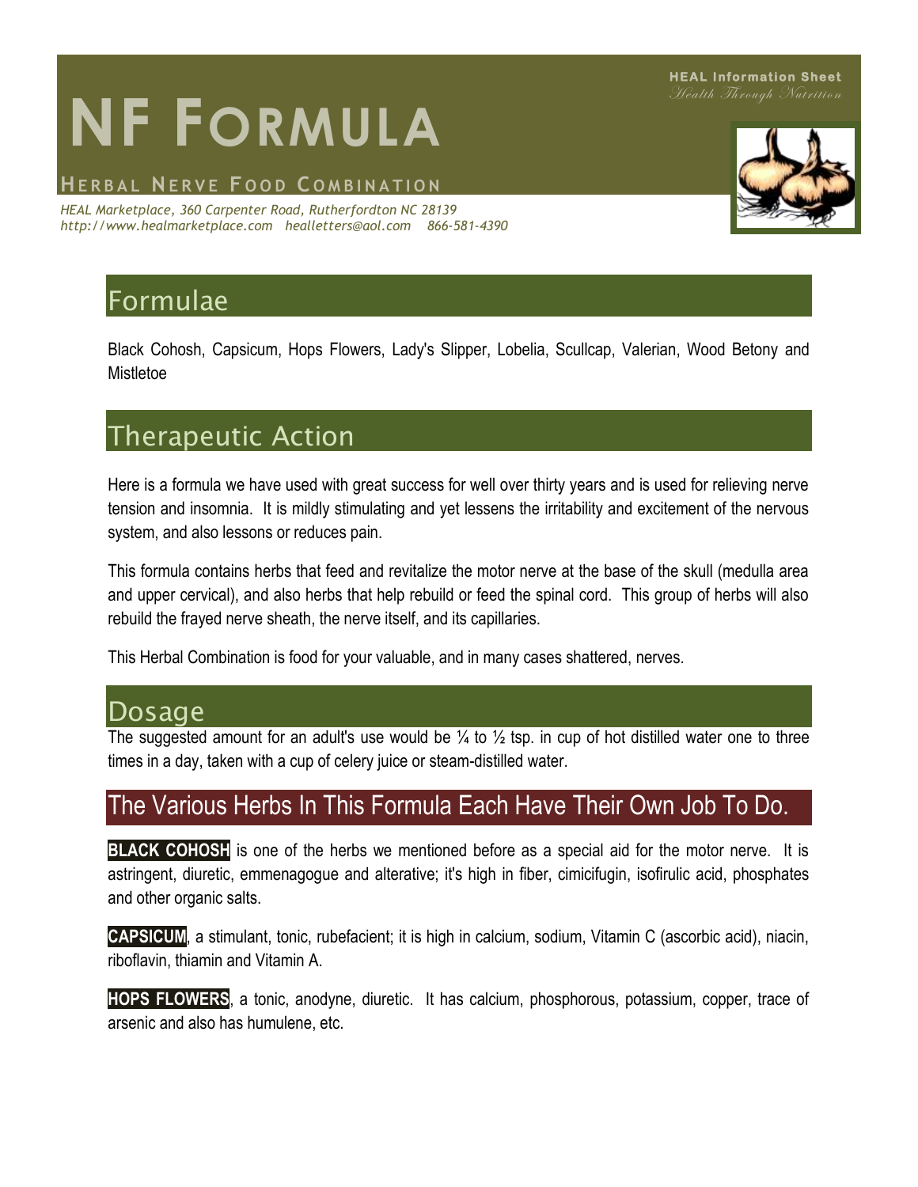HEAL Information Sheet
*Health Through Nutrition*

# NF FORMULA

## HERBAL NERVE FOOD COMBINATION

*HEAL Marketplace, 360 Carpenter Road, Rutherfordton NC 28139*
*http://www.healmarketplace.com healletters@aol.com 866-581-4390*

## Formulae

Black Cohosh, Capsicum, Hops Flowers, Lady's Slipper, Lobelia, Scullcap, Valerian, Wood Betony and Mistletoe

## Therapeutic Action

Here is a formula we have used with great success for well over thirty years and is used for relieving nerve tension and insomnia. It is mildly stimulating and yet lessens the irritability and excitement of the nervous system, and also lessons or reduces pain.

This formula contains herbs that feed and revitalize the motor nerve at the base of the skull (medulla area and upper cervical), and also herbs that help rebuild or feed the spinal cord. This group of herbs will also rebuild the frayed nerve sheath, the nerve itself, and its capillaries.

This Herbal Combination is food for your valuable, and in many cases shattered, nerves.

## Dosage

The suggested amount for an adult's use would be ¼ to ½ tsp. in cup of hot distilled water one to three times in a day, taken with a cup of celery juice or steam-distilled water.

## The Various Herbs In This Formula Each Have Their Own Job To Do.

**BLACK COHOSH** is one of the herbs we mentioned before as a special aid for the motor nerve. It is astringent, diuretic, emmenagogue and alterative; it's high in fiber, cimicifugin, isofirulic acid, phosphates and other organic salts.

**CAPSICUM**, a stimulant, tonic, rubefacient; it is high in calcium, sodium, Vitamin C (ascorbic acid), niacin, riboflavin, thiamin and Vitamin A.

**HOPS FLOWERS**, a tonic, anodyne, diuretic. It has calcium, phosphorous, potassium, copper, trace of arsenic and also has humulene, etc.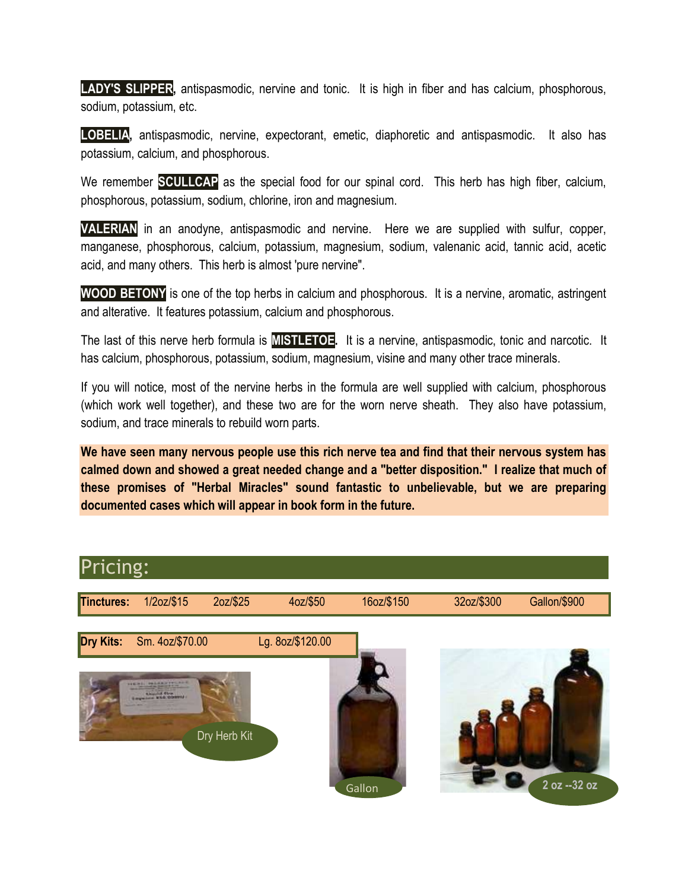**LADY'S SLIPPER**, antispasmodic, nervine and tonic. It is high in fiber and has calcium, phosphorous, sodium, potassium, etc.

**LOBELIA**, antispasmodic, nervine, expectorant, emetic, diaphoretic and antispasmodic. It also has potassium, calcium, and phosphorous.

We remember **SCULLCAP** as the special food for our spinal cord. This herb has high fiber, calcium, phosphorous, potassium, sodium, chlorine, iron and magnesium.

**VALERIAN** in an anodyne, antispasmodic and nervine. Here we are supplied with sulfur, copper, manganese, phosphorous, calcium, potassium, magnesium, sodium, valenanic acid, tannic acid, acetic acid, and many others. This herb is almost 'pure nervine".

**WOOD BETONY** is one of the top herbs in calcium and phosphorous. It is a nervine, aromatic, astringent and alterative. It features potassium, calcium and phosphorous.

The last of this nerve herb formula is **MISTLETOE**. It is a nervine, antispasmodic, tonic and narcotic. It has calcium, phosphorous, potassium, sodium, magnesium, visine and many other trace minerals.

If you will notice, most of the nervine herbs in the formula are well supplied with calcium, phosphorous (which work well together), and these two are for the worn nerve sheath. They also have potassium, sodium, and trace minerals to rebuild worn parts.

**We have seen many nervous people use this rich nerve tea and find that their nervous system has calmed down and showed a great needed change and a "better disposition." I realize that much of these promises of "Herbal Miracles" sound fantastic to unbelievable, but we are preparing documented cases which will appear in book form in the future.**

## Pricing:

| | | | | | | |
|---|---|---|---|---|---|---|
| **Tinctures:** | 1/2oz/$15 | 2oz/$25 | 4oz/$50 | 16oz/$150 | 32oz/$300 | Gallon/$900 |

| | | |
|---|---|---|
| **Dry Kits:** | Sm. 4oz/$70.00 | Lg. 8oz/$120.00 |

Dry Herb Kit

Gallon

2 oz --32 oz